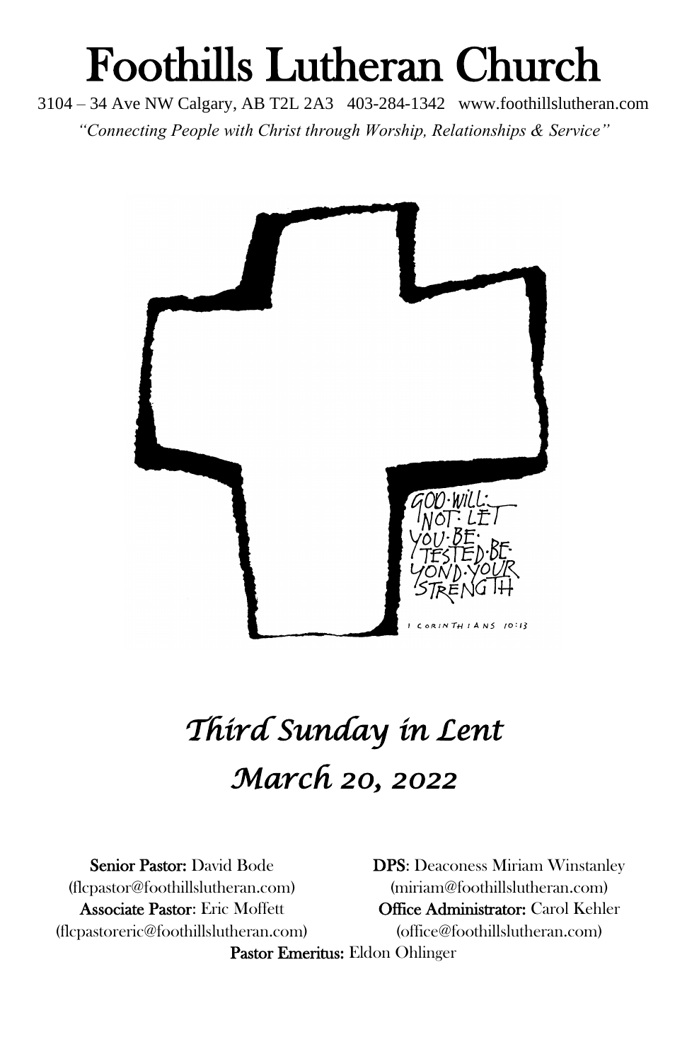# Foothills Lutheran Church

3104 – 34 Ave NW Calgary, AB T2L 2A3 403-284-1342 www.foothillslutheran.com

*"Connecting People with Christ through Worship, Relationships & Service"*

GOD·WILL· NOT·LET YOU·BE· TESTED·BE· YOND·YOUR STRENGTH

1 CORINTHIANS 10:13

## *Third Sunday in Lent*
## *March 20, 2022*

**Senior Pastor:** David Bode
(flcpastor@foothillslutheran.com)

**Associate Pastor**: Eric Moffett
(flcpastoreric@foothillslutheran.com)

**DPS**: Deaconess Miriam Winstanley
(miriam@foothillslutheran.com)

**Office Administrator:** Carol Kehler
(office@foothillslutheran.com)

**Pastor Emeritus:** Eldon Ohlinger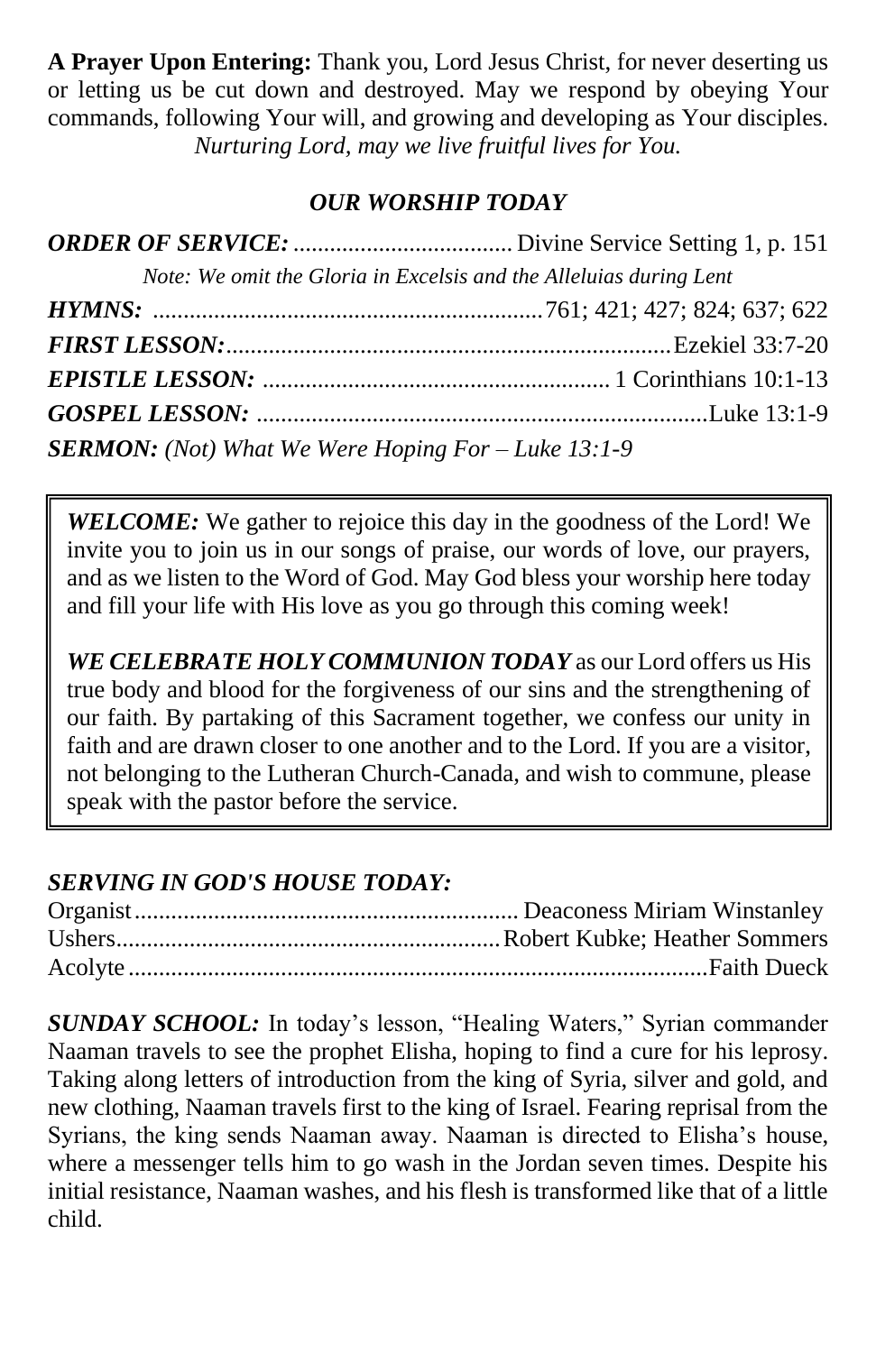**A Prayer Upon Entering:** Thank you, Lord Jesus Christ, for never deserting us or letting us be cut down and destroyed. May we respond by obeying Your commands, following Your will, and growing and developing as Your disciples. *Nurturing Lord, may we live fruitful lives for You.*

## *OUR WORSHIP TODAY*

***ORDER OF SERVICE:*** .................................... Divine Service Setting 1, p. 151

*Note: We omit the Gloria in Excelsis and the Alleluias during Lent*

***HYMNS:*** ................................................................761; 421; 427; 824; 637; 622

***FIRST LESSON:***.........................................................................Ezekiel 33:7-20

***EPISTLE LESSON:*** ........................................................ 1 Corinthians 10:1-13

***GOSPEL LESSON:*** .........................................................................Luke 13:1-9

***SERMON:*** *(Not) What We Were Hoping For – Luke 13:1-9*

***WELCOME:*** We gather to rejoice this day in the goodness of the Lord! We invite you to join us in our songs of praise, our words of love, our prayers, and as we listen to the Word of God. May God bless your worship here today and fill your life with His love as you go through this coming week!

***WE CELEBRATE HOLY COMMUNION TODAY*** as our Lord offers us His true body and blood for the forgiveness of our sins and the strengthening of our faith. By partaking of this Sacrament together, we confess our unity in faith and are drawn closer to one another and to the Lord. If you are a visitor, not belonging to the Lutheran Church-Canada, and wish to commune, please speak with the pastor before the service.

### *SERVING IN GOD'S HOUSE TODAY:*

Organist................................................................ Deaconess Miriam Winstanley

Ushers................................................................Robert Kubke; Heather Sommers

Acolyte...............................................................................................Faith Dueck

***SUNDAY SCHOOL:*** In today's lesson, "Healing Waters," Syrian commander Naaman travels to see the prophet Elisha, hoping to find a cure for his leprosy. Taking along letters of introduction from the king of Syria, silver and gold, and new clothing, Naaman travels first to the king of Israel. Fearing reprisal from the Syrians, the king sends Naaman away. Naaman is directed to Elisha's house, where a messenger tells him to go wash in the Jordan seven times. Despite his initial resistance, Naaman washes, and his flesh is transformed like that of a little child.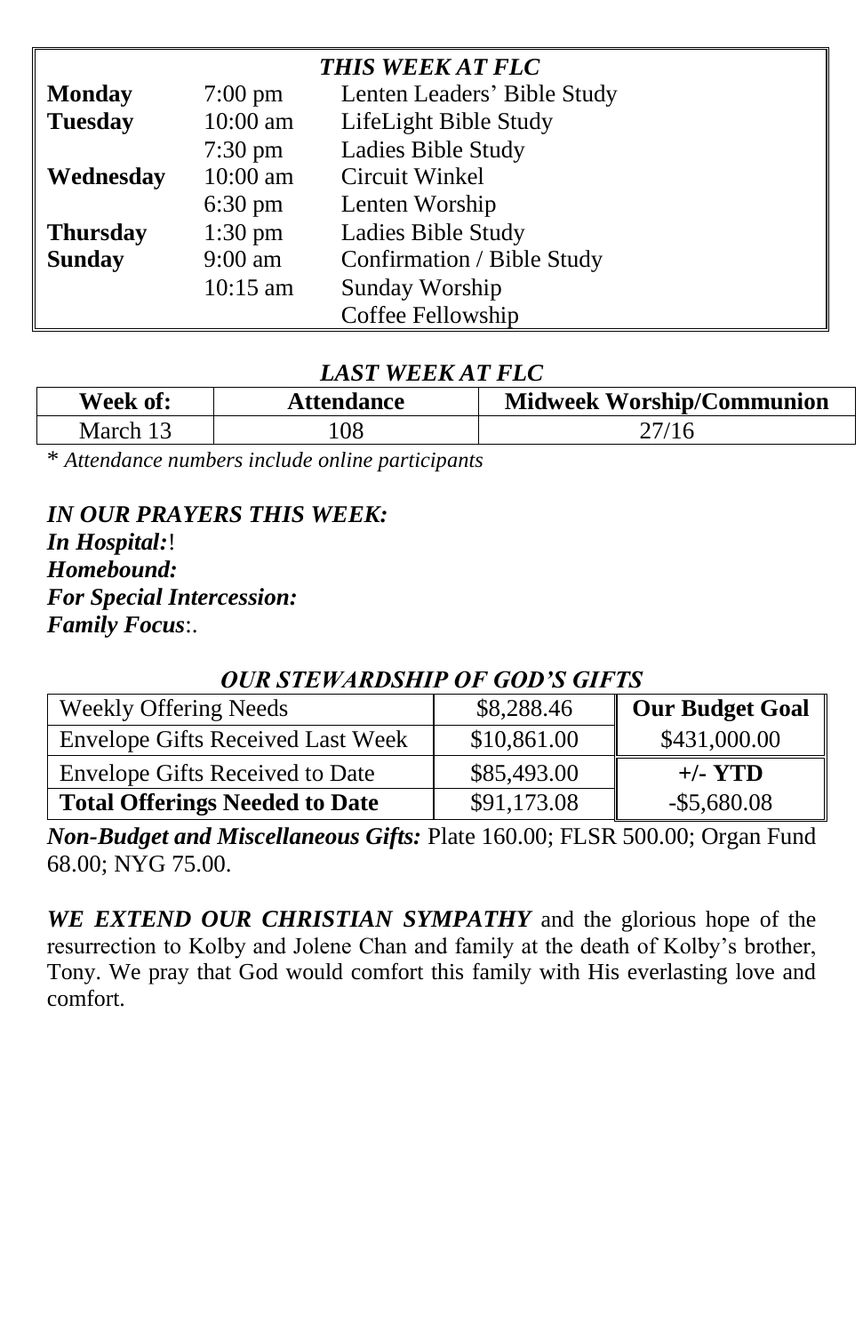### *THIS WEEK AT FLC*

| | | |
|---|---|---|
| **Monday** | 7:00 pm | Lenten Leaders' Bible Study |
| **Tuesday** | 10:00 am | LifeLight Bible Study |
| | 7:30 pm | Ladies Bible Study |
| **Wednesday** | 10:00 am | Circuit Winkel |
| | 6:30 pm | Lenten Worship |
| **Thursday** | 1:30 pm | Ladies Bible Study |
| **Sunday** | 9:00 am | Confirmation / Bible Study |
| | 10:15 am | Sunday Worship |
| | | Coffee Fellowship |

### *LAST WEEK AT FLC*

| Week of: | Attendance | Midweek Worship/Communion |
|---|---|---|
| March 13 | 108 | 27/16 |

* *Attendance numbers include online participants*

***IN OUR PRAYERS THIS WEEK:***

***In Hospital:***!

***Homebound:***

***For Special Intercession:***

***Family Focus***:.

### *OUR STEWARDSHIP OF GOD'S GIFTS*

| | | |
|---|---|---|
| Weekly Offering Needs | $8,288.46 | **Our Budget Goal** |
| Envelope Gifts Received Last Week | $10,861.00 | $431,000.00 |
| Envelope Gifts Received to Date | $85,493.00 | **+/- YTD** |
| **Total Offerings Needed to Date** | $91,173.08 | -$5,680.08 |

***Non-Budget and Miscellaneous Gifts:*** Plate 160.00; FLSR 500.00; Organ Fund 68.00; NYG 75.00.

***WE EXTEND OUR CHRISTIAN SYMPATHY*** and the glorious hope of the resurrection to Kolby and Jolene Chan and family at the death of Kolby's brother, Tony. We pray that God would comfort this family with His everlasting love and comfort.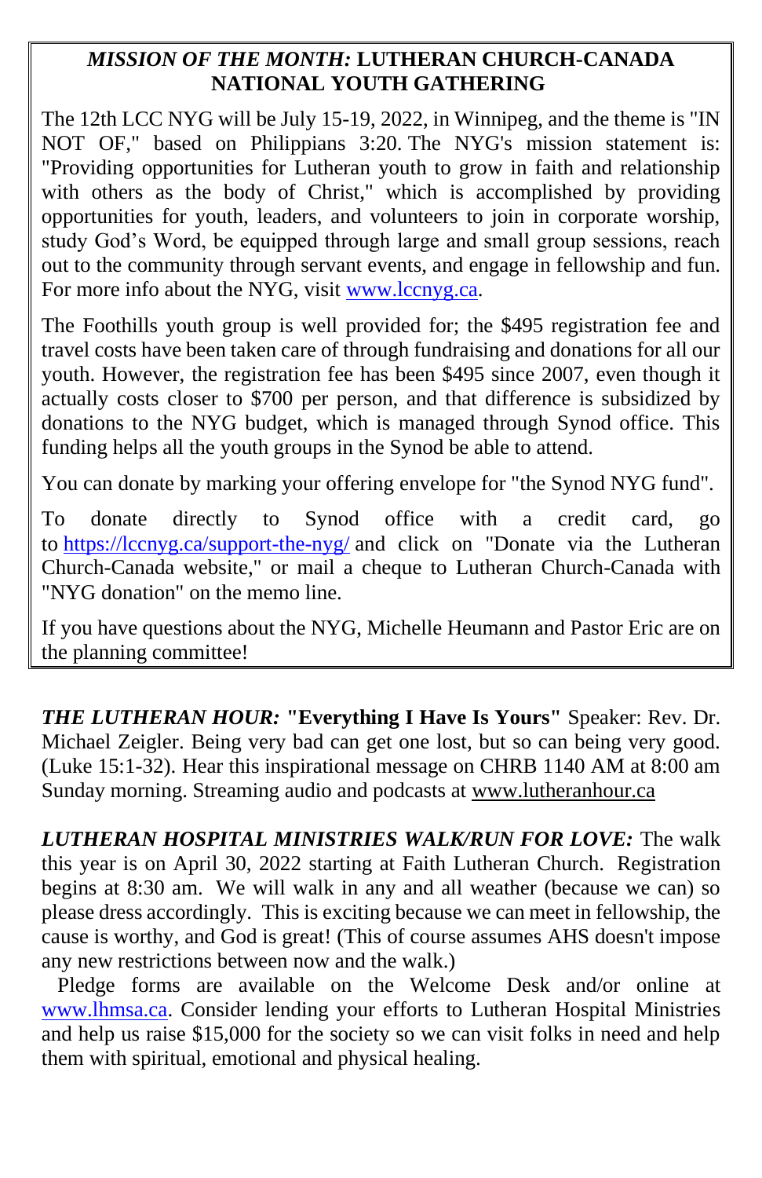***MISSION OF THE MONTH:* LUTHERAN CHURCH-CANADA NATIONAL YOUTH GATHERING**

The 12th LCC NYG will be July 15-19, 2022, in Winnipeg, and the theme is "IN NOT OF," based on Philippians 3:20. The NYG's mission statement is: "Providing opportunities for Lutheran youth to grow in faith and relationship with others as the body of Christ," which is accomplished by providing opportunities for youth, leaders, and volunteers to join in corporate worship, study God's Word, be equipped through large and small group sessions, reach out to the community through servant events, and engage in fellowship and fun. For more info about the NYG, visit www.lccnyg.ca.

The Foothills youth group is well provided for; the $495 registration fee and travel costs have been taken care of through fundraising and donations for all our youth. However, the registration fee has been $495 since 2007, even though it actually costs closer to $700 per person, and that difference is subsidized by donations to the NYG budget, which is managed through Synod office. This funding helps all the youth groups in the Synod be able to attend.

You can donate by marking your offering envelope for "the Synod NYG fund".

To donate directly to Synod office with a credit card, go to https://lccnyg.ca/support-the-nyg/ and click on "Donate via the Lutheran Church-Canada website," or mail a cheque to Lutheran Church-Canada with "NYG donation" on the memo line.

If you have questions about the NYG, Michelle Heumann and Pastor Eric are on the planning committee!

***THE LUTHERAN HOUR:* "Everything I Have Is Yours"** Speaker: Rev. Dr. Michael Zeigler. Being very bad can get one lost, but so can being very good. (Luke 15:1-32). Hear this inspirational message on CHRB 1140 AM at 8:00 am Sunday morning. Streaming audio and podcasts at www.lutheranhour.ca

***LUTHERAN HOSPITAL MINISTRIES WALK/RUN FOR LOVE:*** The walk this year is on April 30, 2022 starting at Faith Lutheran Church. Registration begins at 8:30 am. We will walk in any and all weather (because we can) so please dress accordingly. This is exciting because we can meet in fellowship, the cause is worthy, and God is great! (This of course assumes AHS doesn't impose any new restrictions between now and the walk.)

Pledge forms are available on the Welcome Desk and/or online at www.lhmsa.ca. Consider lending your efforts to Lutheran Hospital Ministries and help us raise $15,000 for the society so we can visit folks in need and help them with spiritual, emotional and physical healing.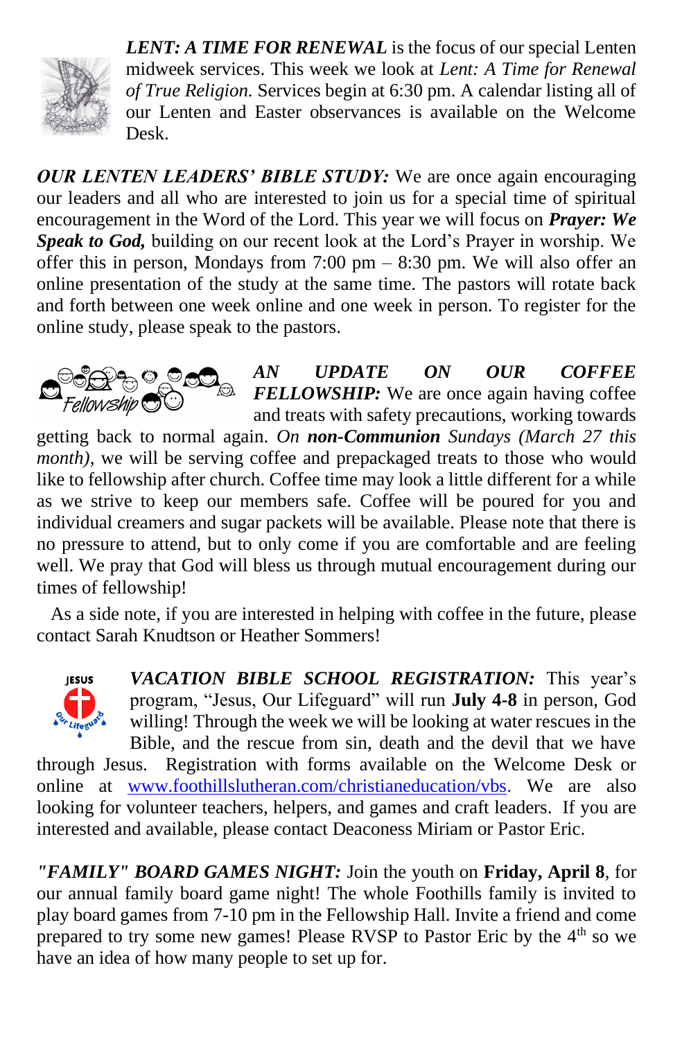***LENT: A TIME FOR RENEWAL*** is the focus of our special Lenten midweek services. This week we look at *Lent: A Time for Renewal of True Religion.* Services begin at 6:30 pm. A calendar listing all of our Lenten and Easter observances is available on the Welcome Desk.

***OUR LENTEN LEADERS' BIBLE STUDY:*** We are once again encouraging our leaders and all who are interested to join us for a special time of spiritual encouragement in the Word of the Lord. This year we will focus on ***Prayer: We Speak to God,*** building on our recent look at the Lord's Prayer in worship. We offer this in person, Mondays from 7:00 pm – 8:30 pm. We will also offer an online presentation of the study at the same time. The pastors will rotate back and forth between one week online and one week in person. To register for the online study, please speak to the pastors.

***AN UPDATE ON OUR COFFEE FELLOWSHIP:*** We are once again having coffee and treats with safety precautions, working towards getting back to normal again. *On **non-Communion** Sundays (March 27 this month)*, we will be serving coffee and prepackaged treats to those who would like to fellowship after church. Coffee time may look a little different for a while as we strive to keep our members safe. Coffee will be poured for you and individual creamers and sugar packets will be available. Please note that there is no pressure to attend, but to only come if you are comfortable and are feeling well. We pray that God will bless us through mutual encouragement during our times of fellowship!

As a side note, if you are interested in helping with coffee in the future, please contact Sarah Knudtson or Heather Sommers!

***VACATION BIBLE SCHOOL REGISTRATION:*** This year's program, "Jesus, Our Lifeguard" will run **July 4-8** in person, God willing! Through the week we will be looking at water rescues in the Bible, and the rescue from sin, death and the devil that we have through Jesus. Registration with forms available on the Welcome Desk or online at www.foothillslutheran.com/christianeducation/vbs. We are also looking for volunteer teachers, helpers, and games and craft leaders. If you are interested and available, please contact Deaconess Miriam or Pastor Eric.

***"FAMILY" BOARD GAMES NIGHT:*** Join the youth on **Friday, April 8**, for our annual family board game night! The whole Foothills family is invited to play board games from 7-10 pm in the Fellowship Hall. Invite a friend and come prepared to try some new games! Please RVSP to Pastor Eric by the 4th so we have an idea of how many people to set up for.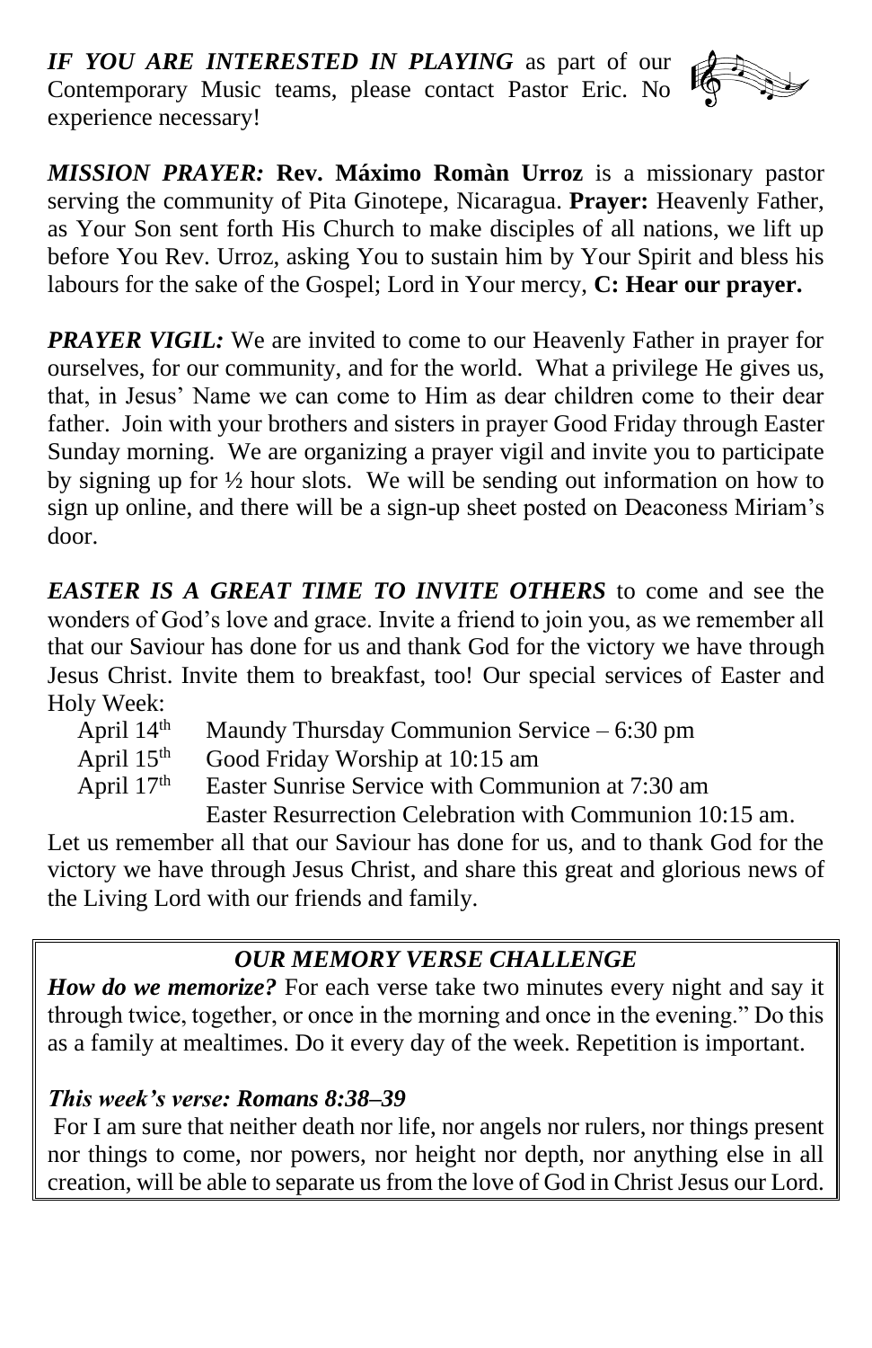***IF YOU ARE INTERESTED IN PLAYING*** as part of our Contemporary Music teams, please contact Pastor Eric. No experience necessary!

***MISSION PRAYER:*** **Rev. Máximo Romàn Urroz** is a missionary pastor serving the community of Pita Ginotepe, Nicaragua. **Prayer:** Heavenly Father, as Your Son sent forth His Church to make disciples of all nations, we lift up before You Rev. Urroz, asking You to sustain him by Your Spirit and bless his labours for the sake of the Gospel; Lord in Your mercy, **C: Hear our prayer.**

***PRAYER VIGIL:*** We are invited to come to our Heavenly Father in prayer for ourselves, for our community, and for the world. What a privilege He gives us, that, in Jesus' Name we can come to Him as dear children come to their dear father. Join with your brothers and sisters in prayer Good Friday through Easter Sunday morning. We are organizing a prayer vigil and invite you to participate by signing up for ½ hour slots. We will be sending out information on how to sign up online, and there will be a sign-up sheet posted on Deaconess Miriam's door.

***EASTER IS A GREAT TIME TO INVITE OTHERS*** to come and see the wonders of God's love and grace. Invite a friend to join you, as we remember all that our Saviour has done for us and thank God for the victory we have through Jesus Christ. Invite them to breakfast, too! Our special services of Easter and Holy Week:

April 14th Maundy Thursday Communion Service – 6:30 pm
April 15th Good Friday Worship at 10:15 am
April 17th Easter Sunrise Service with Communion at 7:30 am
Easter Resurrection Celebration with Communion 10:15 am.

Let us remember all that our Saviour has done for us, and to thank God for the victory we have through Jesus Christ, and share this great and glorious news of the Living Lord with our friends and family.

### *OUR MEMORY VERSE CHALLENGE*

***How do we memorize?*** For each verse take two minutes every night and say it through twice, together, or once in the morning and once in the evening." Do this as a family at mealtimes. Do it every day of the week. Repetition is important.

***This week's verse: Romans 8:38–39***

For I am sure that neither death nor life, nor angels nor rulers, nor things present nor things to come, nor powers, nor height nor depth, nor anything else in all creation, will be able to separate us from the love of God in Christ Jesus our Lord.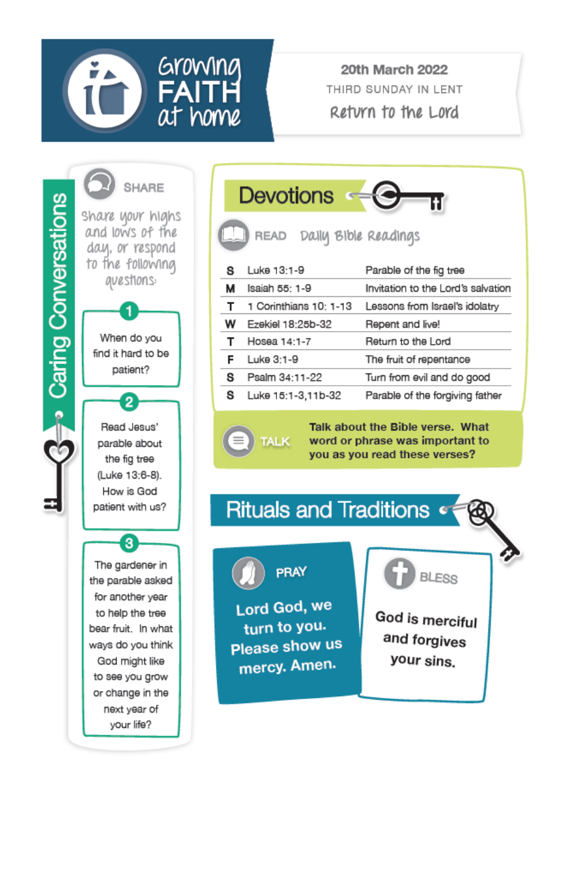# Growing FAITH at home

**20th March 2022**

THIRD SUNDAY IN LENT

Return to the Lord

## Devotions

### READ — Daily Bible Readings

| | | |
|---|---|---|
| **S** | Luke 13:1-9 | Parable of the fig tree |
| **M** | Isaiah 55: 1-9 | Invitation to the Lord's salvation |
| **T** | 1 Corinthians 10: 1-13 | Lessons from Israel's idolatry |
| **W** | Ezekiel 18:25b-32 | Repent and live! |
| **T** | Hosea 14:1-7 | Return to the Lord |
| **F** | Luke 3:1-9 | The fruit of repentance |
| **S** | Psalm 34:11-22 | Turn from evil and do good |
| **S** | Luke 15:1-3,11b-32 | Parable of the forgiving father |

### TALK

**Talk about the Bible verse. What word or phrase was important to you as you read these verses?**

## Caring Conversations

### SHARE

Share your highs and lows of the day, or respond to the following questions:

1. When do you find it hard to be patient?
2. Read Jesus' parable about the fig tree (Luke 13:6-8). How is God patient with us?
3. The gardener in the parable asked for another year to help the tree bear fruit. In what ways do you think God might like to see you grow or change in the next year of your life?

## Rituals and Traditions

### PRAY

**Lord God, we turn to you. Please show us mercy. Amen.**

### BLESS

**God is merciful and forgives your sins.**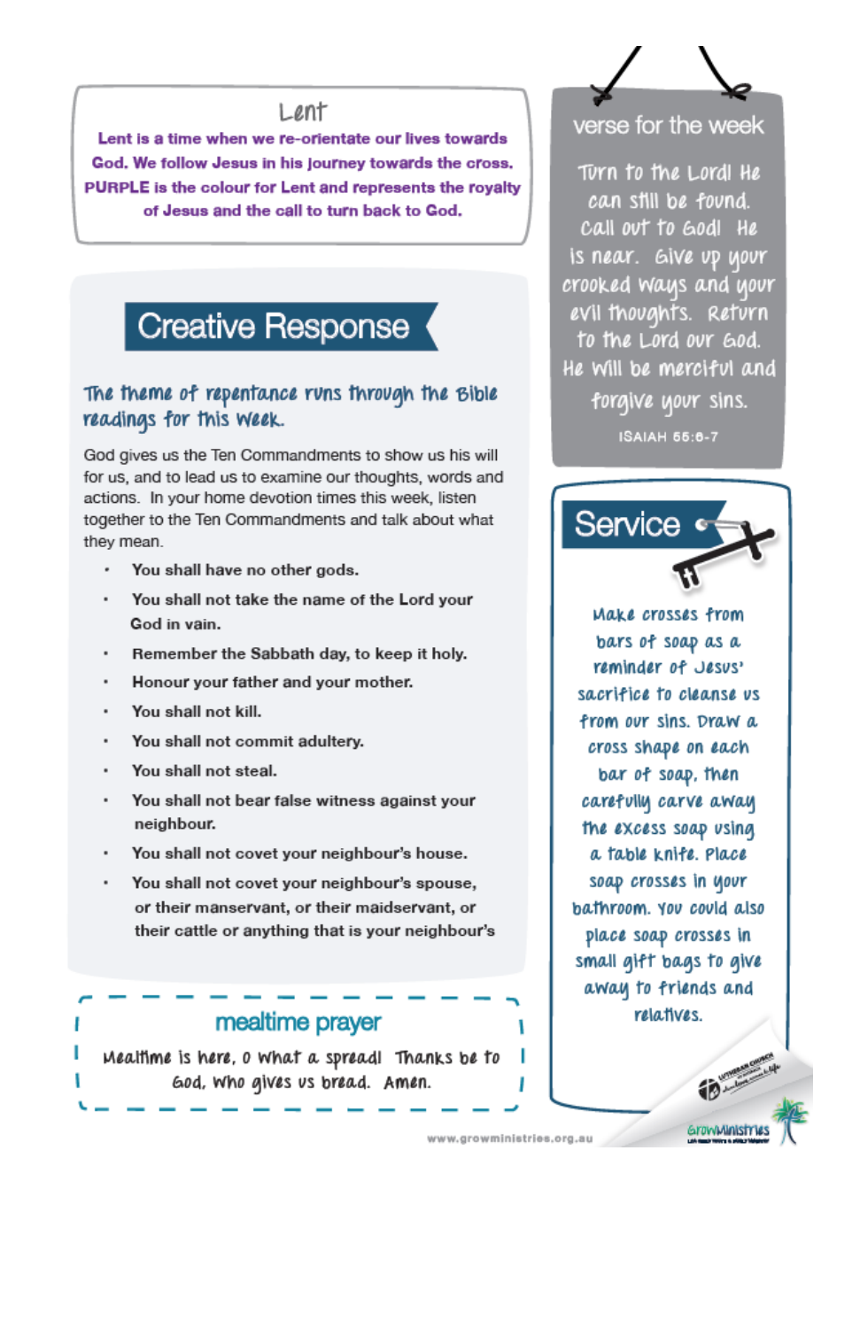## Lent

**Lent is a time when we re-orientate our lives towards God. We follow Jesus in his journey towards the cross. PURPLE is the colour for Lent and represents the royalty of Jesus and the call to turn back to God.**

## Creative Response

### The theme of repentance runs through the Bible readings for this week.

God gives us the Ten Commandments to show us his will for us, and to lead us to examine our thoughts, words and actions. In your home devotion times this week, listen together to the Ten Commandments and talk about what they mean.

- **You shall have no other gods.**
- **You shall not take the name of the Lord your God in vain.**
- **Remember the Sabbath day, to keep it holy.**
- **Honour your father and your mother.**
- **You shall not kill.**
- **You shall not commit adultery.**
- **You shall not steal.**
- **You shall not bear false witness against your neighbour.**
- **You shall not covet your neighbour's house.**
- **You shall not covet your neighbour's spouse, or their manservant, or their maidservant, or their cattle or anything that is your neighbour's**

## mealtime prayer

Mealtime is here, O what a spread! Thanks be to God, Who gives us bread. Amen.

## verse for the week

Turn to the Lord! He can still be found. Call out to God! He is near. Give up your crooked ways and your evil thoughts. Return to the Lord our God. He will be merciful and forgive your sins.

ISAIAH 55:6-7

## Service

Make crosses from bars of soap as a reminder of Jesus' sacrifice to cleanse us from our sins. Draw a cross shape on each bar of soap, then carefully carve away the excess soap using a table knife. Place soap crosses in your bathroom. You could also place soap crosses in small gift bags to give away to friends and relatives.

www.growministries.org.au